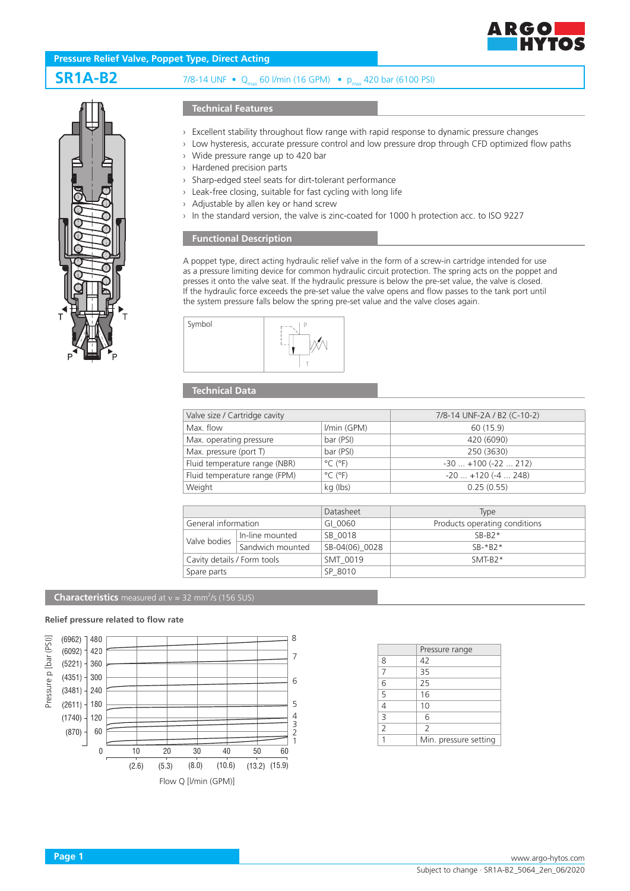# Pressure Relief Valve, Poppet Type, Direct Acting

## SR1A-B2

7/8-14 UNF • $Q_{max}$ 60 l/min (16 GPM) • $p_{max}$ 420 bar (6100 PSI)

### Technical Features

- Excellent stability throughout flow range with rapid response to dynamic pressure changes
- Low hysteresis, accurate pressure control and low pressure drop through CFD optimized flow paths
- Wide pressure range up to 420 bar
- Hardened precision parts
- Sharp-edged steel seats for dirt-tolerant performance
- Leak-free closing, suitable for fast cycling with long life
- Adjustable by allen key or hand screw
- In the standard version, the valve is zinc-coated for 1000 h protection acc. to ISO 9227

### Functional Description

A poppet type, direct acting hydraulic relief valve in the form of a screw-in cartridge intended for use as a pressure limiting device for common hydraulic circuit protection. The spring acts on the poppet and presses it onto the valve seat. If the hydraulic pressure is below the pre-set value, the valve is closed. If the hydraulic force exceeds the pre-set value the valve opens and flow passes to the tank port until the system pressure falls below the spring pre-set value and the valve closes again.

Symbol

### Technical Data

| Valve size / Cartridge cavity | | 7/8-14 UNF-2A / B2 (C-10-2) |
|---|---|---|
| Max. flow | l/min (GPM) | 60 (15.9) |
| Max. operating pressure | bar (PSI) | 420 (6090) |
| Max. pressure (port T) | bar (PSI) | 250 (3630) |
| Fluid temperature range (NBR) | °C (°F) | -30 ... +100 (-22 ... 212) |
| Fluid temperature range (FPM) | °C (°F) | -20 ... +120 (-4 ... 248) |
| Weight | kg (lbs) | 0.25 (0.55) |

| | | Datasheet | Type |
|---|---|---|---|
| General information | | GI_0060 | Products operating conditions |
| Valve bodies | In-line mounted | SB_0018 | SB-B2* |
| | Sandwich mounted | SB-04(06)_0028 | SB-*B2* |
| Cavity details / Form tools | | SMT_0019 | SMT-B2* |
| Spare parts | | SP_8010 | |

### Characteristics measured at $\nu$ = 32 mm²/s (156 SUS)

**Relief pressure related to flow rate**

| | Pressure range |
|---|---|
| 8 | 42 |
| 7 | 35 |
| 6 | 25 |
| 5 | 16 |
| 4 | 10 |
| 3 | 6 |
| 2 | 2 |
| 1 | Min. pressure setting |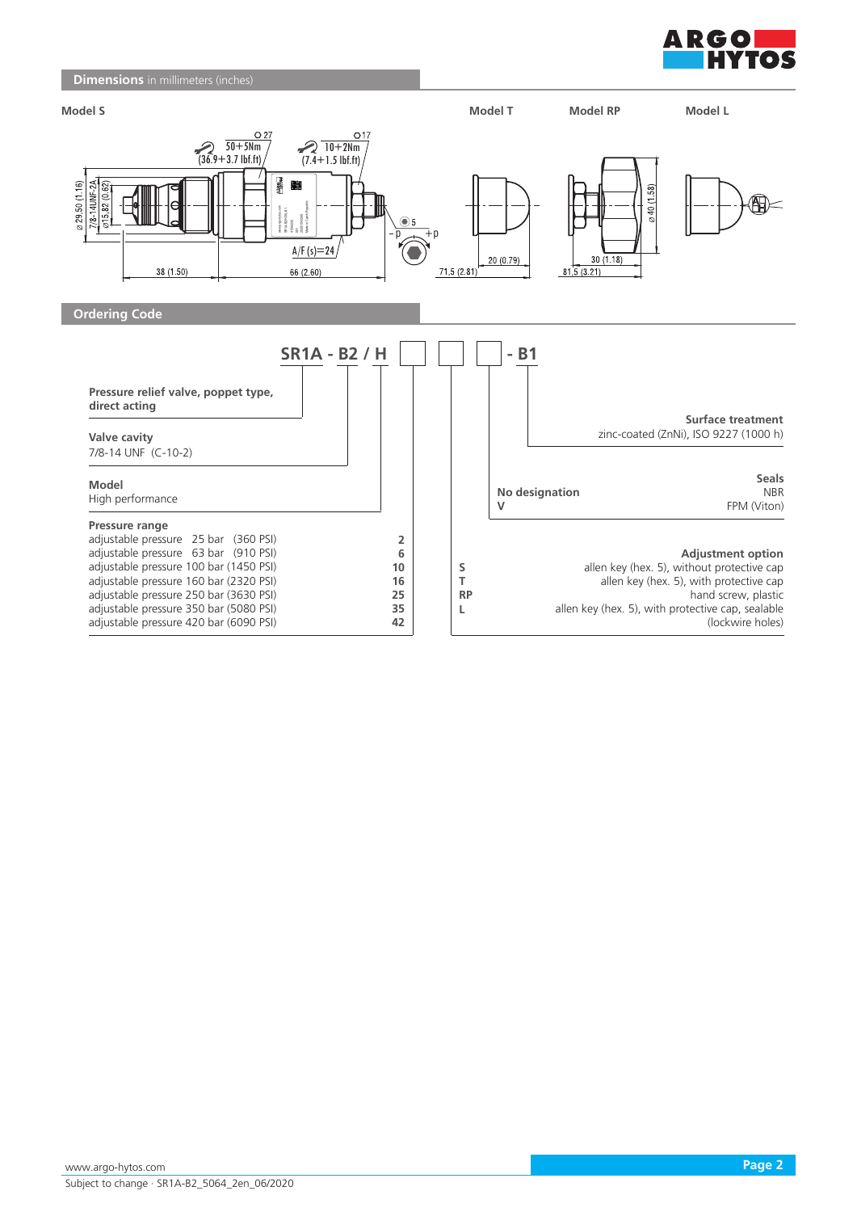## Dimensions in millimeters (inches)

**Model S**

**Model T**

**Model RP**

**Model L**

⌀27
50+5Nm
(36.9+3.7 lbf.ft)
⌀17
10+2Nm
(7.4+1.5 lbf.ft)
⌀ 29.50 (1.16)
7/8-14UNF-2A
⌀15.82 (0.62)
A/F (s)=24
5
-p
+p
38 (1.50)
66 (2.60)
71.5 (2.81)
20 (0.79)
⌀ 40 (1.58)
30 (1.18)
81.5 (3.21)

## Ordering Code

**SR1A - B2 / H ☐ ☐ ☐ - B1**

**Pressure relief valve, poppet type, direct acting**

**Valve cavity**
7/8-14 UNF (C-10-2)

**Model**
High performance

**Pressure range**

| | |
|---|---|
| adjustable pressure 25 bar (360 PSI) | **2** |
| adjustable pressure 63 bar (910 PSI) | **6** |
| adjustable pressure 100 bar (1450 PSI) | **10** |
| adjustable pressure 160 bar (2320 PSI) | **16** |
| adjustable pressure 250 bar (3630 PSI) | **25** |
| adjustable pressure 350 bar (5080 PSI) | **35** |
| adjustable pressure 420 bar (6090 PSI) | **42** |

**Surface treatment**
zinc-coated (ZnNi), ISO 9227 (1000 h)

**Seals**

| | |
|---|---|
| **No designation** | NBR |
| **V** | FPM (Viton) |

**Adjustment option**

| | |
|---|---|
| **S** | allen key (hex. 5), without protective cap |
| **T** | allen key (hex. 5), with protective cap |
| **RP** | hand screw, plastic |
| **L** | allen key (hex. 5), with protective cap, sealable (lockwire holes) |

www.argo-hytos.com
Subject to change · SR1A-B2_5064_2en_06/2020